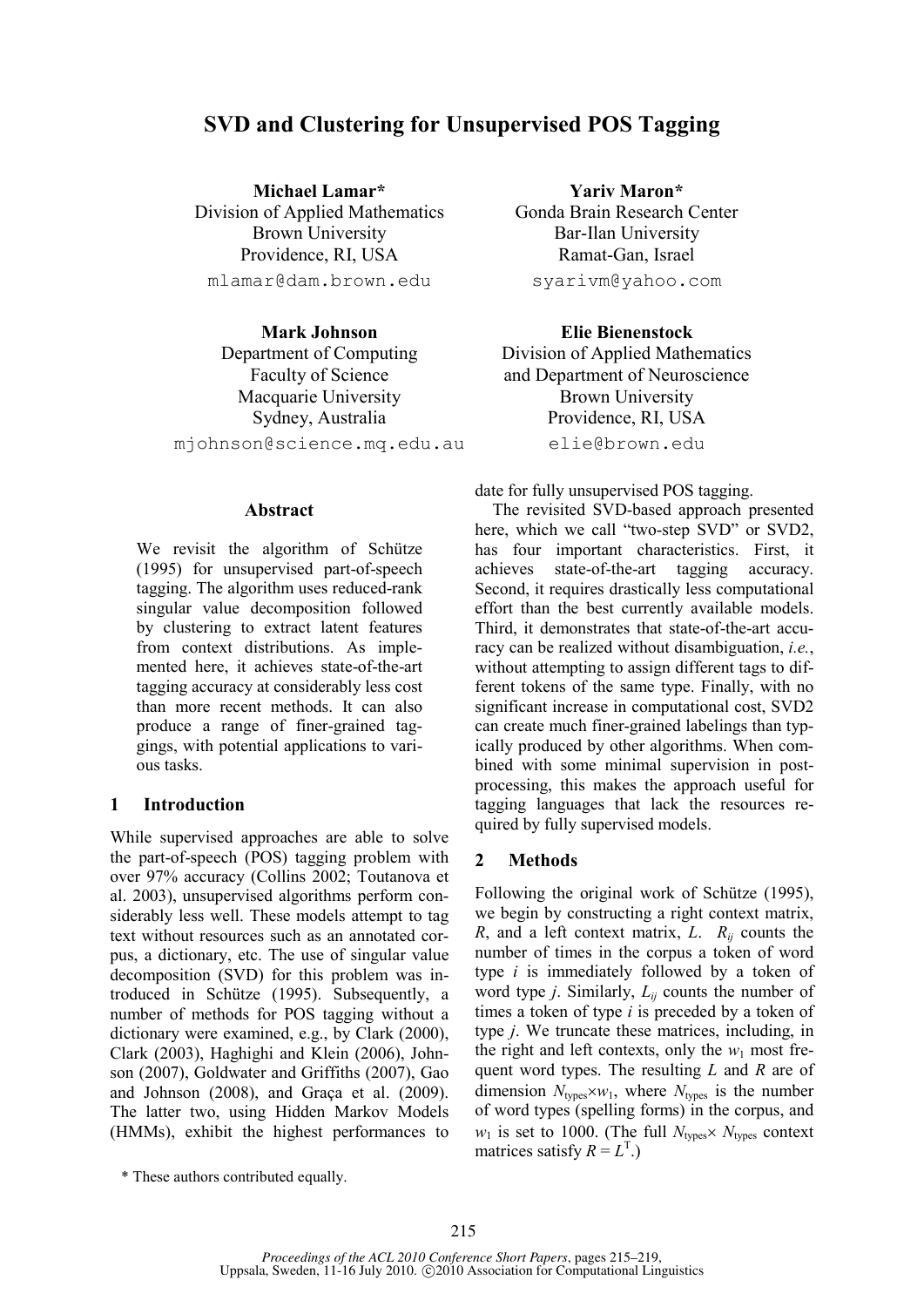# SVD and Clustering for Unsupervised POS Tagging

**Michael Lamar***
Division of Applied Mathematics
Brown University
Providence, RI, USA
mlamar@dam.brown.edu

**Yariv Maron***
Gonda Brain Research Center
Bar-Ilan University
Ramat-Gan, Israel
syarivm@yahoo.com

**Mark Johnson**
Department of Computing
Faculty of Science
Macquarie University
Sydney, Australia
mjohnson@science.mq.edu.au

**Elie Bienenstock**
Division of Applied Mathematics
and Department of Neuroscience
Brown University
Providence, RI, USA
elie@brown.edu

## Abstract

We revisit the algorithm of Schütze (1995) for unsupervised part-of-speech tagging. The algorithm uses reduced-rank singular value decomposition followed by clustering to extract latent features from context distributions. As implemented here, it achieves state-of-the-art tagging accuracy at considerably less cost than more recent methods. It can also produce a range of finer-grained taggings, with potential applications to various tasks.

## 1 Introduction

While supervised approaches are able to solve the part-of-speech (POS) tagging problem with over 97% accuracy (Collins 2002; Toutanova et al. 2003), unsupervised algorithms perform considerably less well. These models attempt to tag text without resources such as an annotated corpus, a dictionary, etc. The use of singular value decomposition (SVD) for this problem was introduced in Schütze (1995). Subsequently, a number of methods for POS tagging without a dictionary were examined, e.g., by Clark (2000), Clark (2003), Haghighi and Klein (2006), Johnson (2007), Goldwater and Griffiths (2007), Gao and Johnson (2008), and Graça et al. (2009). The latter two, using Hidden Markov Models (HMMs), exhibit the highest performances to date for fully unsupervised POS tagging.

The revisited SVD-based approach presented here, which we call "two-step SVD" or SVD2, has four important characteristics. First, it achieves state-of-the-art tagging accuracy. Second, it requires drastically less computational effort than the best currently available models. Third, it demonstrates that state-of-the-art accuracy can be realized without disambiguation, *i.e.*, without attempting to assign different tags to different tokens of the same type. Finally, with no significant increase in computational cost, SVD2 can create much finer-grained labelings than typically produced by other algorithms. When combined with some minimal supervision in post-processing, this makes the approach useful for tagging languages that lack the resources required by fully supervised models.

## 2 Methods

Following the original work of Schütze (1995), we begin by constructing a right context matrix, $R$, and a left context matrix, $L$. $R_{ij}$ counts the number of times in the corpus a token of word type $i$ is immediately followed by a token of word type $j$. Similarly, $L_{ij}$ counts the number of times a token of type $i$ is preceded by a token of type $j$. We truncate these matrices, including, in the right and left contexts, only the $w_1$ most frequent word types. The resulting $L$ and $R$ are of dimension $N_{\text{types}} \times w_1$, where $N_{\text{types}}$ is the number of word types (spelling forms) in the corpus, and $w_1$ is set to 1000. (The full $N_{\text{types}} \times N_{\text{types}}$ context matrices satisfy $R = L^T$.)

\* These authors contributed equally.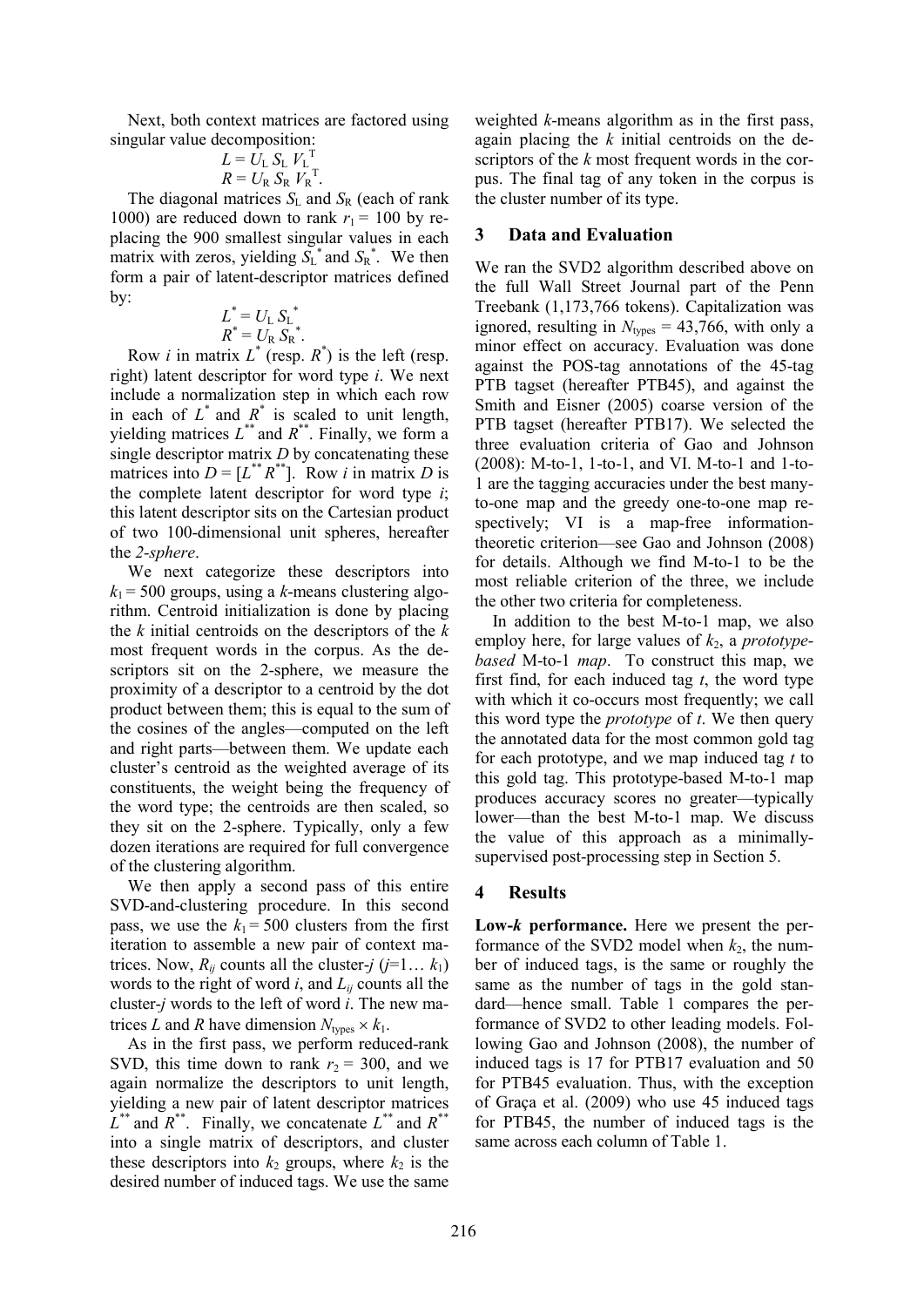Next, both context matrices are factored using singular value decomposition:

$$L = U_L S_L V_L^T$$
$$R = U_R S_R V_R^T.$$

The diagonal matrices $S_L$ and $S_R$ (each of rank 1000) are reduced down to rank $r_1 = 100$ by replacing the 900 smallest singular values in each matrix with zeros, yielding $S_L^*$ and $S_R^*$. We then form a pair of latent-descriptor matrices defined by:

$$L^* = U_L S_L^*$$
$$R^* = U_R S_R^*.$$

Row $i$ in matrix $L^*$ (resp. $R^*$) is the left (resp. right) latent descriptor for word type $i$. We next include a normalization step in which each row in each of $L^*$ and $R^*$ is scaled to unit length, yielding matrices $L^{**}$ and $R^{**}$. Finally, we form a single descriptor matrix $D$ by concatenating these matrices into $D = [L^{**} R^{**}]$. Row $i$ in matrix $D$ is the complete latent descriptor for word type $i$; this latent descriptor sits on the Cartesian product of two 100-dimensional unit spheres, hereafter the *2-sphere*.

We next categorize these descriptors into $k_1 = 500$ groups, using a $k$-means clustering algorithm. Centroid initialization is done by placing the $k$ initial centroids on the descriptors of the $k$ most frequent words in the corpus. As the descriptors sit on the 2-sphere, we measure the proximity of a descriptor to a centroid by the dot product between them; this is equal to the sum of the cosines of the angles—computed on the left and right parts—between them. We update each cluster's centroid as the weighted average of its constituents, the weight being the frequency of the word type; the centroids are then scaled, so they sit on the 2-sphere. Typically, only a few dozen iterations are required for full convergence of the clustering algorithm.

We then apply a second pass of this entire SVD-and-clustering procedure. In this second pass, we use the $k_1 = 500$ clusters from the first iteration to assemble a new pair of context matrices. Now, $R_{ij}$ counts all the cluster-$j$ ($j$=1… $k_1$) words to the right of word $i$, and $L_{ij}$ counts all the cluster-$j$ words to the left of word $i$. The new matrices $L$ and $R$ have dimension $N_{types} \times k_1$.

As in the first pass, we perform reduced-rank SVD, this time down to rank $r_2 = 300$, and we again normalize the descriptors to unit length, yielding a new pair of latent descriptor matrices $L^{**}$ and $R^{**}$. Finally, we concatenate $L^{**}$ and $R^{**}$ into a single matrix of descriptors, and cluster these descriptors into $k_2$ groups, where $k_2$ is the desired number of induced tags. We use the same weighted $k$-means algorithm as in the first pass, again placing the $k$ initial centroids on the descriptors of the $k$ most frequent words in the corpus. The final tag of any token in the corpus is the cluster number of its type.

## 3 Data and Evaluation

We ran the SVD2 algorithm described above on the full Wall Street Journal part of the Penn Treebank (1,173,766 tokens). Capitalization was ignored, resulting in $N_{types} = 43,766$, with only a minor effect on accuracy. Evaluation was done against the POS-tag annotations of the 45-tag PTB tagset (hereafter PTB45), and against the Smith and Eisner (2005) coarse version of the PTB tagset (hereafter PTB17). We selected the three evaluation criteria of Gao and Johnson (2008): M-to-1, 1-to-1, and VI. M-to-1 and 1-to-1 are the tagging accuracies under the best many-to-one map and the greedy one-to-one map respectively; VI is a map-free information-theoretic criterion—see Gao and Johnson (2008) for details. Although we find M-to-1 to be the most reliable criterion of the three, we include the other two criteria for completeness.

In addition to the best M-to-1 map, we also employ here, for large values of $k_2$, a *prototype-based* M-to-1 *map*. To construct this map, we first find, for each induced tag $t$, the word type with which it co-occurs most frequently; we call this word type the *prototype* of $t$. We then query the annotated data for the most common gold tag for each prototype, and we map induced tag $t$ to this gold tag. This prototype-based M-to-1 map produces accuracy scores no greater—typically lower—than the best M-to-1 map. We discuss the value of this approach as a minimally-supervised post-processing step in Section 5.

## 4 Results

**Low-*k* performance.** Here we present the performance of the SVD2 model when $k_2$, the number of induced tags, is the same or roughly the same as the number of tags in the gold standard—hence small. Table 1 compares the performance of SVD2 to other leading models. Following Gao and Johnson (2008), the number of induced tags is 17 for PTB17 evaluation and 50 for PTB45 evaluation. Thus, with the exception of Graça et al. (2009) who use 45 induced tags for PTB45, the number of induced tags is the same across each column of Table 1.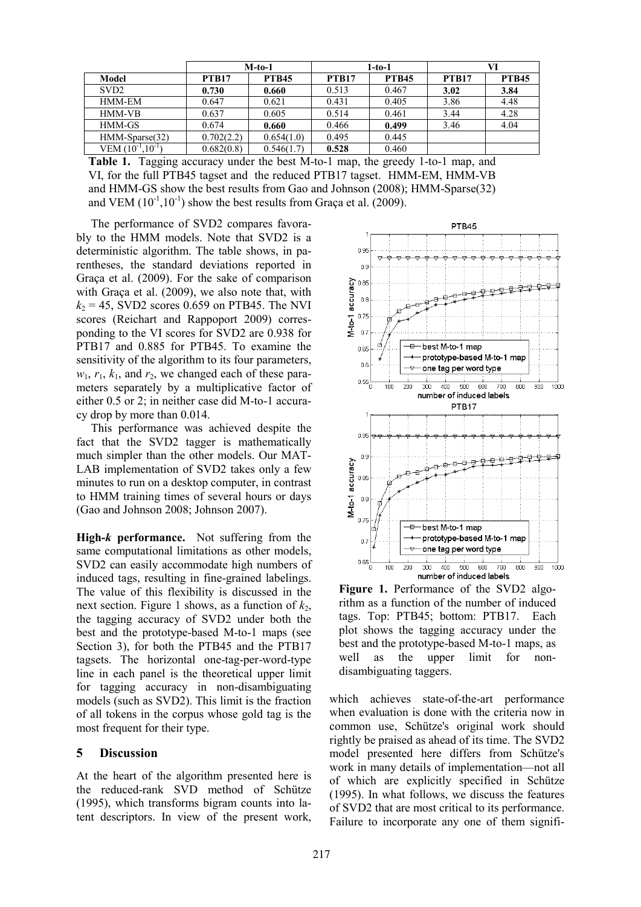| | M-to-1 | | 1-to-1 | | VI | |
|---|---|---|---|---|---|---|
| **Model** | **PTB17** | **PTB45** | **PTB17** | **PTB45** | **PTB17** | **PTB45** |
| SVD2 | **0.730** | **0.660** | 0.513 | 0.467 | **3.02** | **3.84** |
| HMM-EM | 0.647 | 0.621 | 0.431 | 0.405 | 3.86 | 4.48 |
| HMM-VB | 0.637 | 0.605 | 0.514 | 0.461 | 3.44 | 4.28 |
| HMM-GS | 0.674 | **0.660** | 0.466 | **0.499** | 3.46 | 4.04 |
| HMM-Sparse(32) | 0.702(2.2) | 0.654(1.0) | 0.495 | 0.445 | | |
| VEM $(10^{-1},10^{-1})$ | 0.682(0.8) | 0.546(1.7) | **0.528** | 0.460 | | |

**Table 1.** Tagging accuracy under the best M-to-1 map, the greedy 1-to-1 map, and VI, for the full PTB45 tagset and the reduced PTB17 tagset. HMM-EM, HMM-VB and HMM-GS show the best results from Gao and Johnson (2008); HMM-Sparse(32) and VEM $(10^{-1},10^{-1})$ show the best results from Graça et al. (2009).

The performance of SVD2 compares favorably to the HMM models. Note that SVD2 is a deterministic algorithm. The table shows, in parentheses, the standard deviations reported in Graça et al. (2009). For the sake of comparison with Graça et al. (2009), we also note that, with $k_2 = 45$, SVD2 scores 0.659 on PTB45. The NVI scores (Reichart and Rappoport 2009) corresponding to the VI scores for SVD2 are 0.938 for PTB17 and 0.885 for PTB45. To examine the sensitivity of the algorithm to its four parameters, $w_1$, $r_1$, $k_1$, and $r_2$, we changed each of these parameters separately by a multiplicative factor of either 0.5 or 2; in neither case did M-to-1 accuracy drop by more than 0.014.

This performance was achieved despite the fact that the SVD2 tagger is mathematically much simpler than the other models. Our MATLAB implementation of SVD2 takes only a few minutes to run on a desktop computer, in contrast to HMM training times of several hours or days (Gao and Johnson 2008; Johnson 2007).

**High-*k* performance.** Not suffering from the same computational limitations as other models, SVD2 can easily accommodate high numbers of induced tags, resulting in fine-grained labelings. The value of this flexibility is discussed in the next section. Figure 1 shows, as a function of $k_2$, the tagging accuracy of SVD2 under both the best and the prototype-based M-to-1 maps (see Section 3), for both the PTB45 and the PTB17 tagsets. The horizontal one-tag-per-word-type line in each panel is the theoretical upper limit for tagging accuracy in non-disambiguating models (such as SVD2). This limit is the fraction of all tokens in the corpus whose gold tag is the most frequent for their type.

**Figure 1.** Performance of the SVD2 algorithm as a function of the number of induced tags. Top: PTB45; bottom: PTB17. Each plot shows the tagging accuracy under the best and the prototype-based M-to-1 maps, as well as the upper limit for non-disambiguating taggers.

## 5 Discussion

At the heart of the algorithm presented here is the reduced-rank SVD method of Schütze (1995), which transforms bigram counts into latent descriptors. In view of the present work, which achieves state-of-the-art performance when evaluation is done with the criteria now in common use, Schütze's original work should rightly be praised as ahead of its time. The SVD2 model presented here differs from Schütze's work in many details of implementation—not all of which are explicitly specified in Schütze (1995). In what follows, we discuss the features of SVD2 that are most critical to its performance. Failure to incorporate any one of them signifi-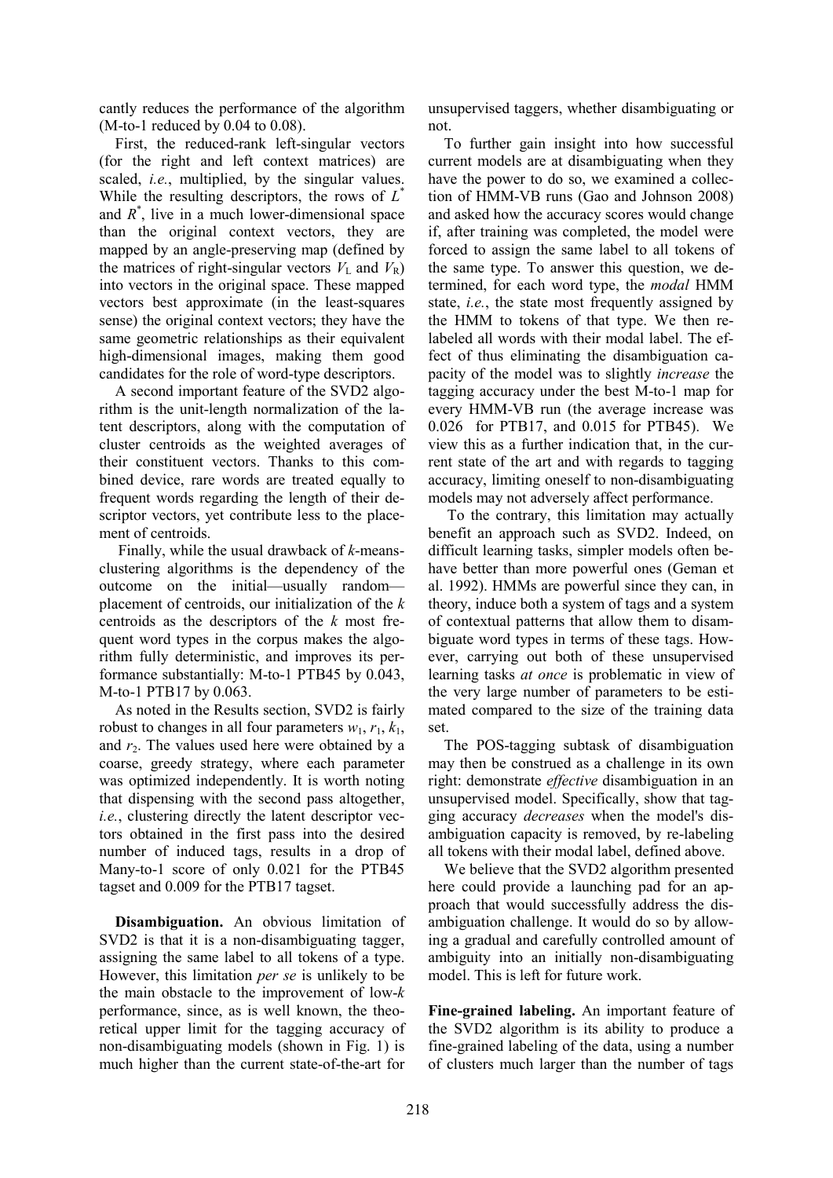cantly reduces the performance of the algorithm (M-to-1 reduced by 0.04 to 0.08).

First, the reduced-rank left-singular vectors (for the right and left context matrices) are scaled, *i.e.*, multiplied, by the singular values. While the resulting descriptors, the rows of $L^*$ and $R^*$, live in a much lower-dimensional space than the original context vectors, they are mapped by an angle-preserving map (defined by the matrices of right-singular vectors $V_L$ and $V_R$) into vectors in the original space. These mapped vectors best approximate (in the least-squares sense) the original context vectors; they have the same geometric relationships as their equivalent high-dimensional images, making them good candidates for the role of word-type descriptors.

A second important feature of the SVD2 algorithm is the unit-length normalization of the latent descriptors, along with the computation of cluster centroids as the weighted averages of their constituent vectors. Thanks to this combined device, rare words are treated equally to frequent words regarding the length of their descriptor vectors, yet contribute less to the placement of centroids.

Finally, while the usual drawback of *k*-means-clustering algorithms is the dependency of the outcome on the initial—usually random—placement of centroids, our initialization of the *k* centroids as the descriptors of the *k* most frequent word types in the corpus makes the algorithm fully deterministic, and improves its performance substantially: M-to-1 PTB45 by 0.043, M-to-1 PTB17 by 0.063.

As noted in the Results section, SVD2 is fairly robust to changes in all four parameters $w_1$, $r_1$, $k_1$, and $r_2$. The values used here were obtained by a coarse, greedy strategy, where each parameter was optimized independently. It is worth noting that dispensing with the second pass altogether, *i.e.*, clustering directly the latent descriptor vectors obtained in the first pass into the desired number of induced tags, results in a drop of Many-to-1 score of only 0.021 for the PTB45 tagset and 0.009 for the PTB17 tagset.

**Disambiguation.** An obvious limitation of SVD2 is that it is a non-disambiguating tagger, assigning the same label to all tokens of a type. However, this limitation *per se* is unlikely to be the main obstacle to the improvement of low-*k* performance, since, as is well known, the theoretical upper limit for the tagging accuracy of non-disambiguating models (shown in Fig. 1) is much higher than the current state-of-the-art for unsupervised taggers, whether disambiguating or not.

To further gain insight into how successful current models are at disambiguating when they have the power to do so, we examined a collection of HMM-VB runs (Gao and Johnson 2008) and asked how the accuracy scores would change if, after training was completed, the model were forced to assign the same label to all tokens of the same type. To answer this question, we determined, for each word type, the *modal* HMM state, *i.e.*, the state most frequently assigned by the HMM to tokens of that type. We then relabeled all words with their modal label. The effect of thus eliminating the disambiguation capacity of the model was to slightly *increase* the tagging accuracy under the best M-to-1 map for every HMM-VB run (the average increase was 0.026 for PTB17, and 0.015 for PTB45). We view this as a further indication that, in the current state of the art and with regards to tagging accuracy, limiting oneself to non-disambiguating models may not adversely affect performance.

To the contrary, this limitation may actually benefit an approach such as SVD2. Indeed, on difficult learning tasks, simpler models often behave better than more powerful ones (Geman et al. 1992). HMMs are powerful since they can, in theory, induce both a system of tags and a system of contextual patterns that allow them to disambiguate word types in terms of these tags. However, carrying out both of these unsupervised learning tasks *at once* is problematic in view of the very large number of parameters to be estimated compared to the size of the training data set.

The POS-tagging subtask of disambiguation may then be construed as a challenge in its own right: demonstrate *effective* disambiguation in an unsupervised model. Specifically, show that tagging accuracy *decreases* when the model's disambiguation capacity is removed, by re-labeling all tokens with their modal label, defined above.

We believe that the SVD2 algorithm presented here could provide a launching pad for an approach that would successfully address the disambiguation challenge. It would do so by allowing a gradual and carefully controlled amount of ambiguity into an initially non-disambiguating model. This is left for future work.

**Fine-grained labeling.** An important feature of the SVD2 algorithm is its ability to produce a fine-grained labeling of the data, using a number of clusters much larger than the number of tags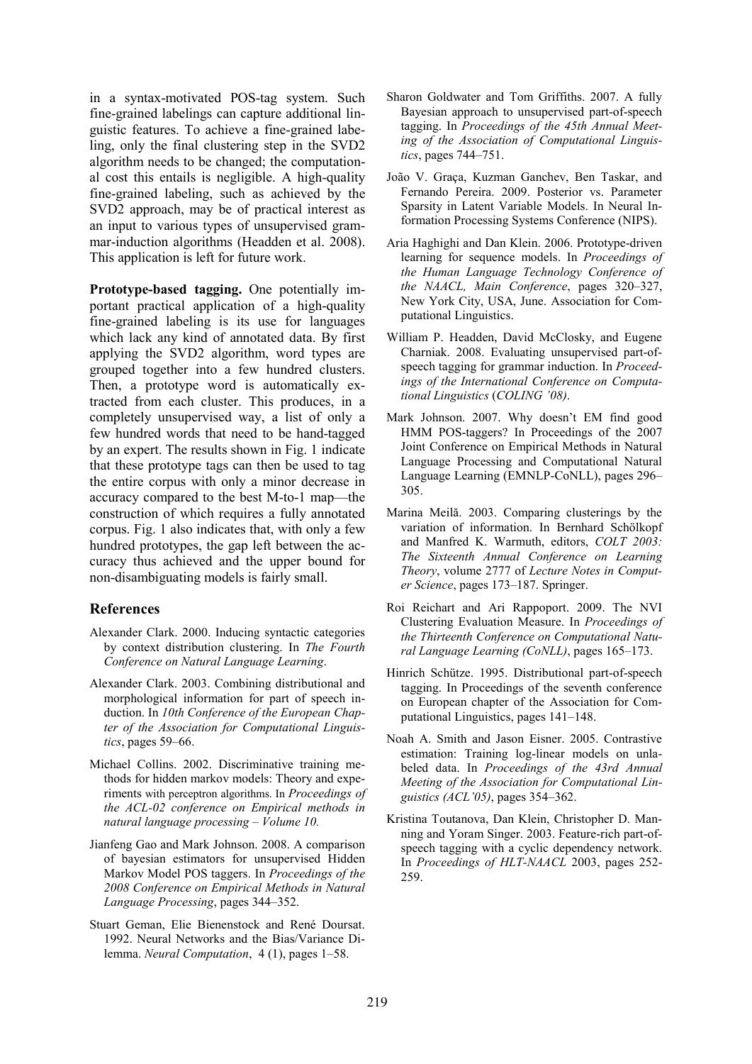in a syntax-motivated POS-tag system. Such fine-grained labelings can capture additional linguistic features. To achieve a fine-grained labeling, only the final clustering step in the SVD2 algorithm needs to be changed; the computational cost this entails is negligible. A high-quality fine-grained labeling, such as achieved by the SVD2 approach, may be of practical interest as an input to various types of unsupervised grammar-induction algorithms (Headden et al. 2008). This application is left for future work.

**Prototype-based tagging.** One potentially important practical application of a high-quality fine-grained labeling is its use for languages which lack any kind of annotated data. By first applying the SVD2 algorithm, word types are grouped together into a few hundred clusters. Then, a prototype word is automatically extracted from each cluster. This produces, in a completely unsupervised way, a list of only a few hundred words that need to be hand-tagged by an expert. The results shown in Fig. 1 indicate that these prototype tags can then be used to tag the entire corpus with only a minor decrease in accuracy compared to the best M-to-1 map—the construction of which requires a fully annotated corpus. Fig. 1 also indicates that, with only a few hundred prototypes, the gap left between the accuracy thus achieved and the upper bound for non-disambiguating models is fairly small.

## References

Alexander Clark. 2000. Inducing syntactic categories by context distribution clustering. In *The Fourth Conference on Natural Language Learning*.

Alexander Clark. 2003. Combining distributional and morphological information for part of speech induction. In *10th Conference of the European Chapter of the Association for Computational Linguistics*, pages 59–66.

Michael Collins. 2002. Discriminative training methods for hidden markov models: Theory and experiments with perceptron algorithms. In *Proceedings of the ACL-02 conference on Empirical methods in natural language processing – Volume 10.*

Jianfeng Gao and Mark Johnson. 2008. A comparison of bayesian estimators for unsupervised Hidden Markov Model POS taggers. In *Proceedings of the 2008 Conference on Empirical Methods in Natural Language Processing*, pages 344–352.

Stuart Geman, Elie Bienenstock and René Doursat. 1992. Neural Networks and the Bias/Variance Dilemma. *Neural Computation*, 4 (1), pages 1–58.

Sharon Goldwater and Tom Griffiths. 2007. A fully Bayesian approach to unsupervised part-of-speech tagging. In *Proceedings of the 45th Annual Meeting of the Association of Computational Linguistics*, pages 744–751.

João V. Graça, Kuzman Ganchev, Ben Taskar, and Fernando Pereira. 2009. Posterior vs. Parameter Sparsity in Latent Variable Models. In Neural Information Processing Systems Conference (NIPS).

Aria Haghighi and Dan Klein. 2006. Prototype-driven learning for sequence models. In *Proceedings of the Human Language Technology Conference of the NAACL, Main Conference*, pages 320–327, New York City, USA, June. Association for Computational Linguistics.

William P. Headden, David McClosky, and Eugene Charniak. 2008. Evaluating unsupervised part-of-speech tagging for grammar induction. In *Proceedings of the International Conference on Computational Linguistics* (*COLING '08)*.

Mark Johnson. 2007. Why doesn't EM find good HMM POS-taggers? In Proceedings of the 2007 Joint Conference on Empirical Methods in Natural Language Processing and Computational Natural Language Learning (EMNLP-CoNLL), pages 296–305.

Marina Meilă. 2003. Comparing clusterings by the variation of information. In Bernhard Schölkopf and Manfred K. Warmuth, editors, *COLT 2003: The Sixteenth Annual Conference on Learning Theory*, volume 2777 of *Lecture Notes in Computer Science*, pages 173–187. Springer.

Roi Reichart and Ari Rappoport. 2009. The NVI Clustering Evaluation Measure. In *Proceedings of the Thirteenth Conference on Computational Natural Language Learning (CoNLL)*, pages 165–173.

Hinrich Schütze. 1995. Distributional part-of-speech tagging. In Proceedings of the seventh conference on European chapter of the Association for Computational Linguistics, pages 141–148.

Noah A. Smith and Jason Eisner. 2005. Contrastive estimation: Training log-linear models on unlabeled data. In *Proceedings of the 43rd Annual Meeting of the Association for Computational Linguistics (ACL'05)*, pages 354–362.

Kristina Toutanova, Dan Klein, Christopher D. Manning and Yoram Singer. 2003. Feature-rich part-of-speech tagging with a cyclic dependency network. In *Proceedings of HLT-NAACL* 2003, pages 252-259.